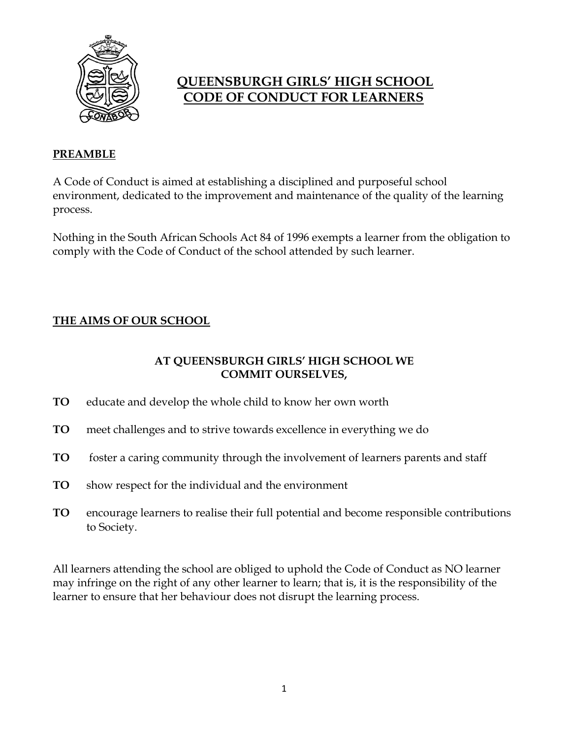# QUEENSBURGH GIRLS' HIGH SCHOOL
# CODE OF CONDUCT FOR LEARNERS

## PREAMBLE

A Code of Conduct is aimed at establishing a disciplined and purposeful school environment, dedicated to the improvement and maintenance of the quality of the learning process.

Nothing in the South African Schools Act 84 of 1996 exempts a learner from the obligation to comply with the Code of Conduct of the school attended by such learner.

## THE AIMS OF OUR SCHOOL

**AT QUEENSBURGH GIRLS' HIGH SCHOOL WE COMMIT OURSELVES,**

**TO** educate and develop the whole child to know her own worth

**TO** meet challenges and to strive towards excellence in everything we do

**TO** foster a caring community through the involvement of learners parents and staff

**TO** show respect for the individual and the environment

**TO** encourage learners to realise their full potential and become responsible contributions to Society.

All learners attending the school are obliged to uphold the Code of Conduct as NO learner may infringe on the right of any other learner to learn; that is, it is the responsibility of the learner to ensure that her behaviour does not disrupt the learning process.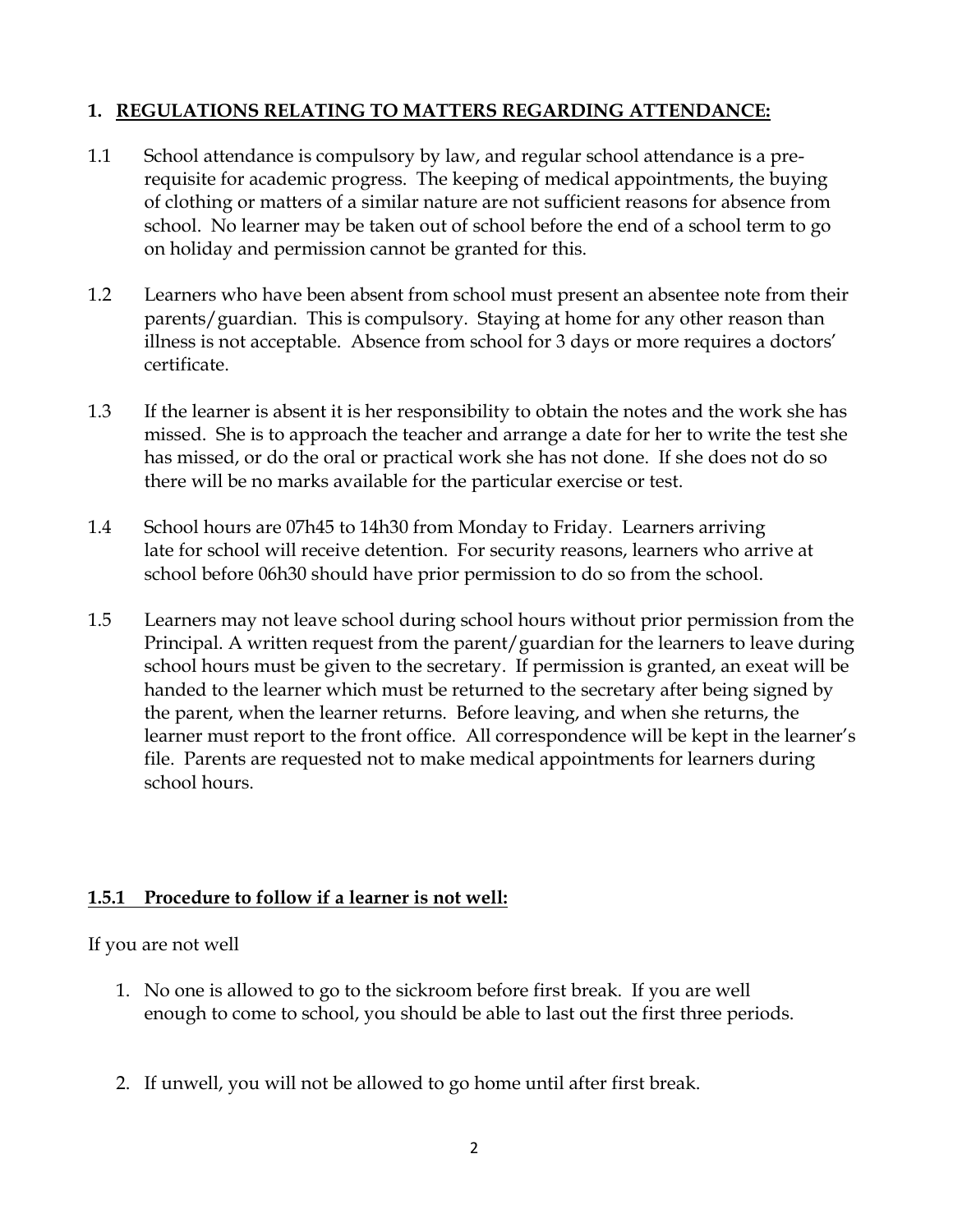## 1. REGULATIONS RELATING TO MATTERS REGARDING ATTENDANCE:

1.1 School attendance is compulsory by law, and regular school attendance is a pre-requisite for academic progress. The keeping of medical appointments, the buying of clothing or matters of a similar nature are not sufficient reasons for absence from school. No learner may be taken out of school before the end of a school term to go on holiday and permission cannot be granted for this.

1.2 Learners who have been absent from school must present an absentee note from their parents/guardian. This is compulsory. Staying at home for any other reason than illness is not acceptable. Absence from school for 3 days or more requires a doctors' certificate.

1.3 If the learner is absent it is her responsibility to obtain the notes and the work she has missed. She is to approach the teacher and arrange a date for her to write the test she has missed, or do the oral or practical work she has not done. If she does not do so there will be no marks available for the particular exercise or test.

1.4 School hours are 07h45 to 14h30 from Monday to Friday. Learners arriving late for school will receive detention. For security reasons, learners who arrive at school before 06h30 should have prior permission to do so from the school.

1.5 Learners may not leave school during school hours without prior permission from the Principal. A written request from the parent/guardian for the learners to leave during school hours must be given to the secretary. If permission is granted, an exeat will be handed to the learner which must be returned to the secretary after being signed by the parent, when the learner returns. Before leaving, and when she returns, the learner must report to the front office. All correspondence will be kept in the learner's file. Parents are requested not to make medical appointments for learners during school hours.

### 1.5.1 Procedure to follow if a learner is not well:

If you are not well

1. No one is allowed to go to the sickroom before first break. If you are well enough to come to school, you should be able to last out the first three periods.

2. If unwell, you will not be allowed to go home until after first break.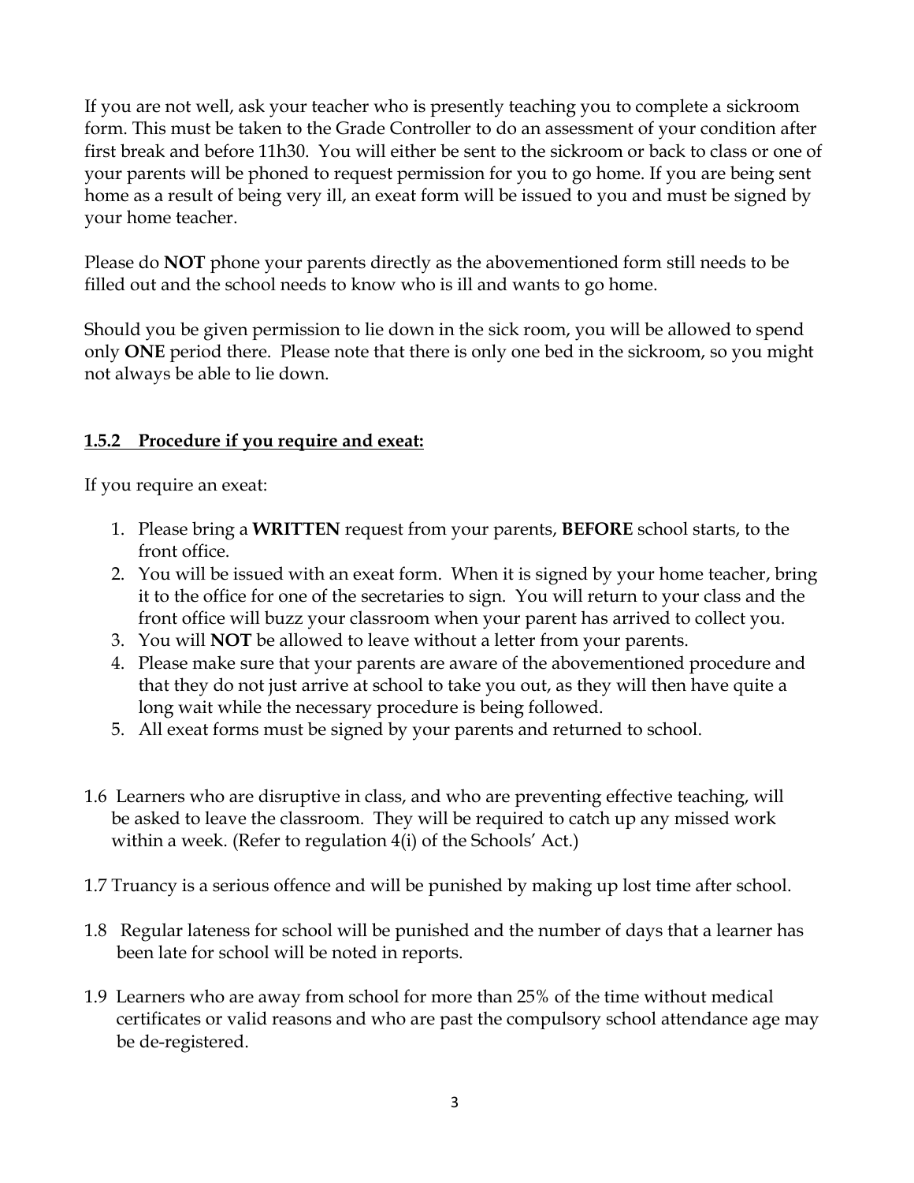If you are not well, ask your teacher who is presently teaching you to complete a sickroom form. This must be taken to the Grade Controller to do an assessment of your condition after first break and before 11h30. You will either be sent to the sickroom or back to class or one of your parents will be phoned to request permission for you to go home. If you are being sent home as a result of being very ill, an exeat form will be issued to you and must be signed by your home teacher.

Please do **NOT** phone your parents directly as the abovementioned form still needs to be filled out and the school needs to know who is ill and wants to go home.

Should you be given permission to lie down in the sick room, you will be allowed to spend only **ONE** period there. Please note that there is only one bed in the sickroom, so you might not always be able to lie down.

#### <u>**1.5.2 Procedure if you require and exeat:**</u>

If you require an exeat:

1. Please bring a **WRITTEN** request from your parents, **BEFORE** school starts, to the front office.
2. You will be issued with an exeat form. When it is signed by your home teacher, bring it to the office for one of the secretaries to sign. You will return to your class and the front office will buzz your classroom when your parent has arrived to collect you.
3. You will **NOT** be allowed to leave without a letter from your parents.
4. Please make sure that your parents are aware of the abovementioned procedure and that they do not just arrive at school to take you out, as they will then have quite a long wait while the necessary procedure is being followed.
5. All exeat forms must be signed by your parents and returned to school.

1.6 Learners who are disruptive in class, and who are preventing effective teaching, will be asked to leave the classroom. They will be required to catch up any missed work within a week. (Refer to regulation 4(i) of the Schools' Act.)

1.7 Truancy is a serious offence and will be punished by making up lost time after school.

1.8 Regular lateness for school will be punished and the number of days that a learner has been late for school will be noted in reports.

1.9 Learners who are away from school for more than 25% of the time without medical certificates or valid reasons and who are past the compulsory school attendance age may be de-registered.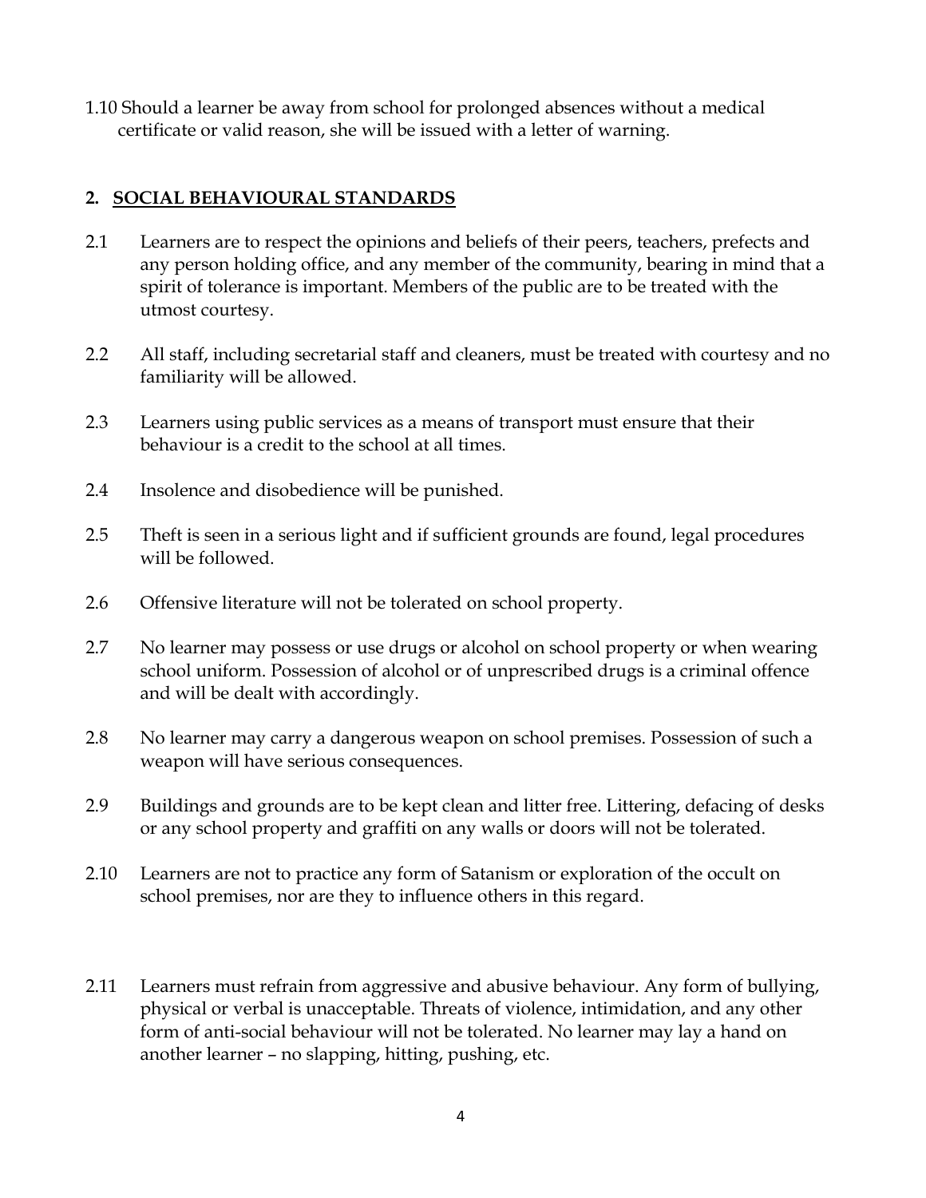1.10 Should a learner be away from school for prolonged absences without a medical certificate or valid reason, she will be issued with a letter of warning.

## 2. SOCIAL BEHAVIOURAL STANDARDS

2.1 Learners are to respect the opinions and beliefs of their peers, teachers, prefects and any person holding office, and any member of the community, bearing in mind that a spirit of tolerance is important. Members of the public are to be treated with the utmost courtesy.

2.2 All staff, including secretarial staff and cleaners, must be treated with courtesy and no familiarity will be allowed.

2.3 Learners using public services as a means of transport must ensure that their behaviour is a credit to the school at all times.

2.4 Insolence and disobedience will be punished.

2.5 Theft is seen in a serious light and if sufficient grounds are found, legal procedures will be followed.

2.6 Offensive literature will not be tolerated on school property.

2.7 No learner may possess or use drugs or alcohol on school property or when wearing school uniform. Possession of alcohol or of unprescribed drugs is a criminal offence and will be dealt with accordingly.

2.8 No learner may carry a dangerous weapon on school premises. Possession of such a weapon will have serious consequences.

2.9 Buildings and grounds are to be kept clean and litter free. Littering, defacing of desks or any school property and graffiti on any walls or doors will not be tolerated.

2.10 Learners are not to practice any form of Satanism or exploration of the occult on school premises, nor are they to influence others in this regard.

2.11 Learners must refrain from aggressive and abusive behaviour. Any form of bullying, physical or verbal is unacceptable. Threats of violence, intimidation, and any other form of anti-social behaviour will not be tolerated. No learner may lay a hand on another learner – no slapping, hitting, pushing, etc.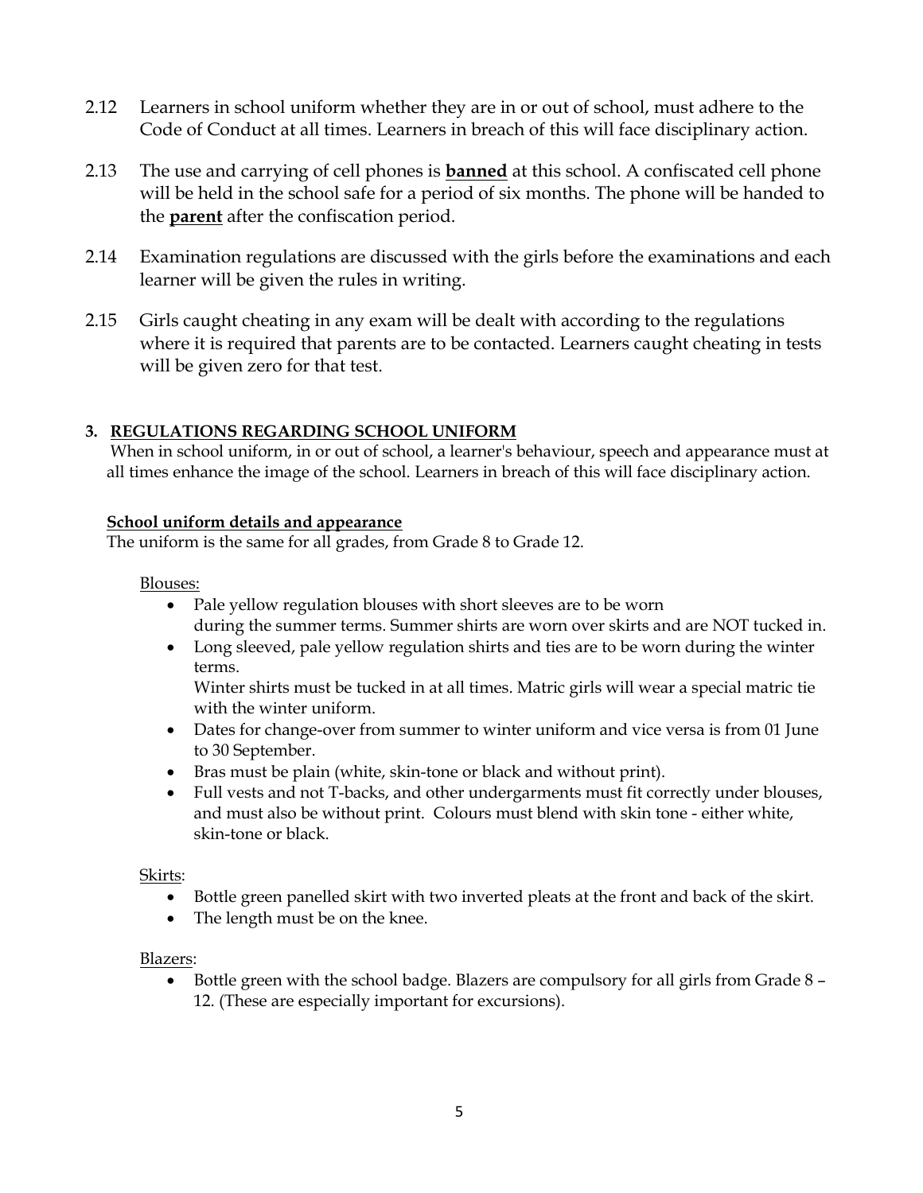2.12 Learners in school uniform whether they are in or out of school, must adhere to the Code of Conduct at all times. Learners in breach of this will face disciplinary action.

2.13 The use and carrying of cell phones is **banned** at this school. A confiscated cell phone will be held in the school safe for a period of six months. The phone will be handed to the **parent** after the confiscation period.

2.14 Examination regulations are discussed with the girls before the examinations and each learner will be given the rules in writing.

2.15 Girls caught cheating in any exam will be dealt with according to the regulations where it is required that parents are to be contacted. Learners caught cheating in tests will be given zero for that test.

## 3. REGULATIONS REGARDING SCHOOL UNIFORM

When in school uniform, in or out of school, a learner's behaviour, speech and appearance must at all times enhance the image of the school. Learners in breach of this will face disciplinary action.

### School uniform details and appearance

The uniform is the same for all grades, from Grade 8 to Grade 12.

Blouses:

- Pale yellow regulation blouses with short sleeves are to be worn during the summer terms. Summer shirts are worn over skirts and are NOT tucked in.
- Long sleeved, pale yellow regulation shirts and ties are to be worn during the winter terms.
  Winter shirts must be tucked in at all times. Matric girls will wear a special matric tie with the winter uniform.
- Dates for change-over from summer to winter uniform and vice versa is from 01 June to 30 September.
- Bras must be plain (white, skin-tone or black and without print).
- Full vests and not T-backs, and other undergarments must fit correctly under blouses, and must also be without print. Colours must blend with skin tone - either white, skin-tone or black.

Skirts:

- Bottle green panelled skirt with two inverted pleats at the front and back of the skirt.
- The length must be on the knee.

Blazers:

- Bottle green with the school badge. Blazers are compulsory for all girls from Grade 8 – 12. (These are especially important for excursions).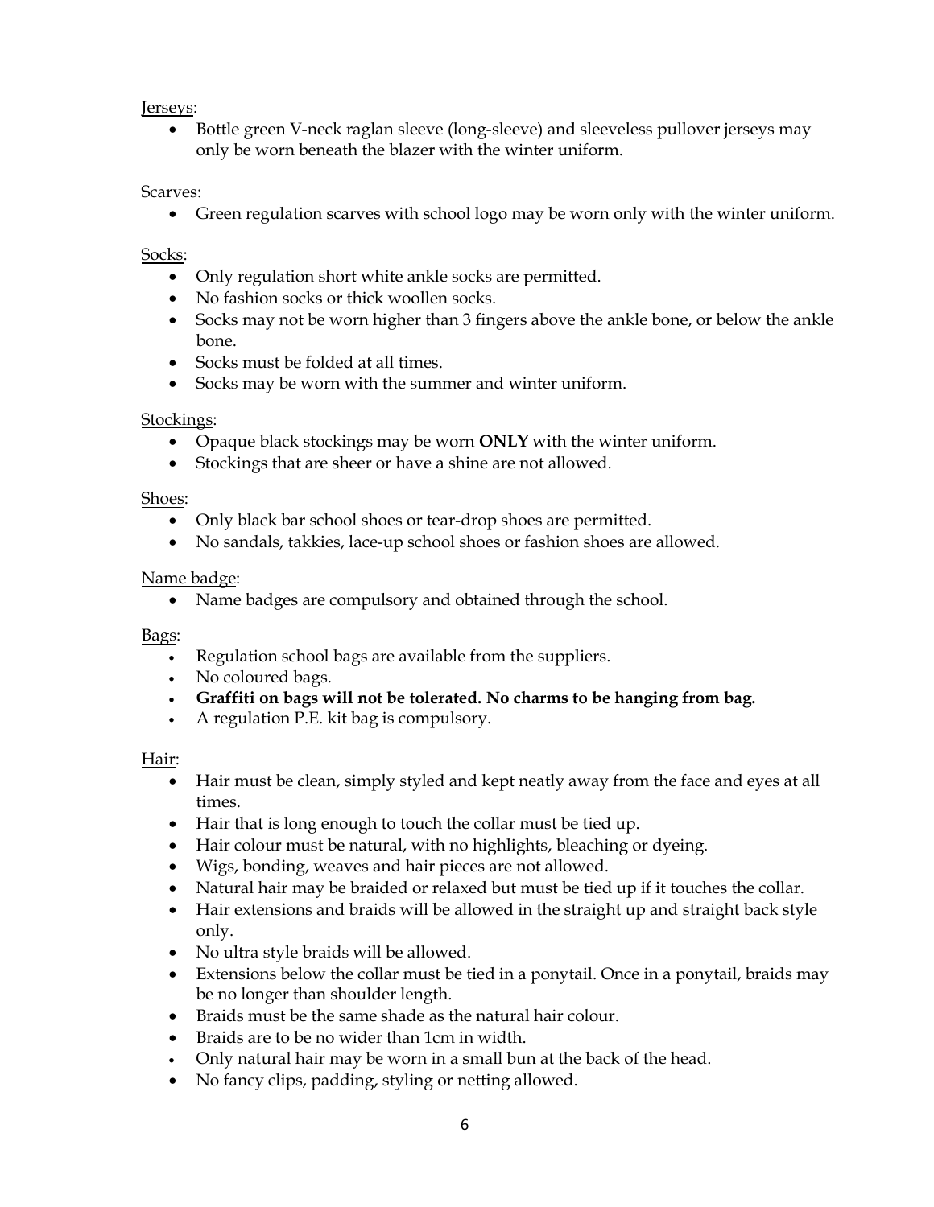Jerseys:

- Bottle green V-neck raglan sleeve (long-sleeve) and sleeveless pullover jerseys may only be worn beneath the blazer with the winter uniform.

Scarves:

- Green regulation scarves with school logo may be worn only with the winter uniform.

Socks:

- Only regulation short white ankle socks are permitted.
- No fashion socks or thick woollen socks.
- Socks may not be worn higher than 3 fingers above the ankle bone, or below the ankle bone.
- Socks must be folded at all times.
- Socks may be worn with the summer and winter uniform.

Stockings:

- Opaque black stockings may be worn **ONLY** with the winter uniform.
- Stockings that are sheer or have a shine are not allowed.

Shoes:

- Only black bar school shoes or tear-drop shoes are permitted.
- No sandals, takkies, lace-up school shoes or fashion shoes are allowed.

Name badge:

- Name badges are compulsory and obtained through the school.

Bags:

- Regulation school bags are available from the suppliers.
- No coloured bags.
- **Graffiti on bags will not be tolerated. No charms to be hanging from bag.**
- A regulation P.E. kit bag is compulsory.

Hair:

- Hair must be clean, simply styled and kept neatly away from the face and eyes at all times.
- Hair that is long enough to touch the collar must be tied up.
- Hair colour must be natural, with no highlights, bleaching or dyeing.
- Wigs, bonding, weaves and hair pieces are not allowed.
- Natural hair may be braided or relaxed but must be tied up if it touches the collar.
- Hair extensions and braids will be allowed in the straight up and straight back style only.
- No ultra style braids will be allowed.
- Extensions below the collar must be tied in a ponytail. Once in a ponytail, braids may be no longer than shoulder length.
- Braids must be the same shade as the natural hair colour.
- Braids are to be no wider than 1cm in width.
- Only natural hair may be worn in a small bun at the back of the head.
- No fancy clips, padding, styling or netting allowed.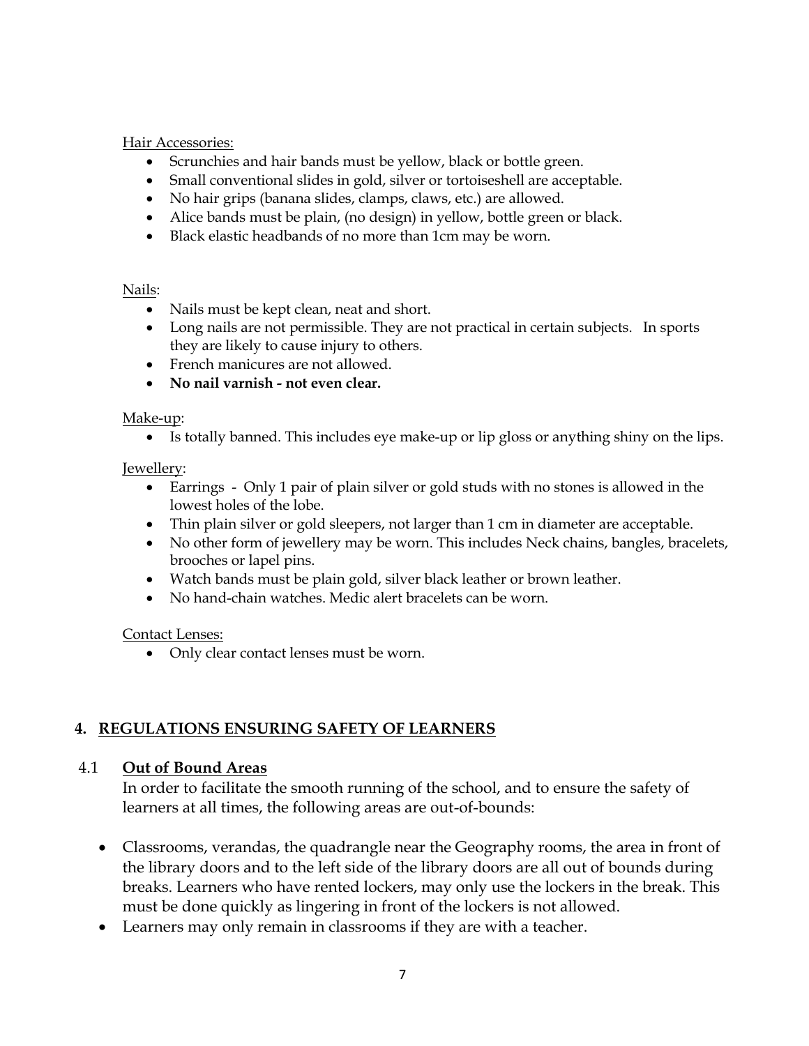Hair Accessories:

- Scrunchies and hair bands must be yellow, black or bottle green.
- Small conventional slides in gold, silver or tortoiseshell are acceptable.
- No hair grips (banana slides, clamps, claws, etc.) are allowed.
- Alice bands must be plain, (no design) in yellow, bottle green or black.
- Black elastic headbands of no more than 1cm may be worn.

Nails:

- Nails must be kept clean, neat and short.
- Long nails are not permissible. They are not practical in certain subjects. In sports they are likely to cause injury to others.
- French manicures are not allowed.
- **No nail varnish - not even clear.**

Make-up:

- Is totally banned. This includes eye make-up or lip gloss or anything shiny on the lips.

Jewellery:

- Earrings - Only 1 pair of plain silver or gold studs with no stones is allowed in the lowest holes of the lobe.
- Thin plain silver or gold sleepers, not larger than 1 cm in diameter are acceptable.
- No other form of jewellery may be worn. This includes Neck chains, bangles, bracelets, brooches or lapel pins.
- Watch bands must be plain gold, silver black leather or brown leather.
- No hand-chain watches. Medic alert bracelets can be worn.

Contact Lenses:

- Only clear contact lenses must be worn.

## 4. REGULATIONS ENSURING SAFETY OF LEARNERS

### 4.1 Out of Bound Areas

In order to facilitate the smooth running of the school, and to ensure the safety of learners at all times, the following areas are out-of-bounds:

- Classrooms, verandas, the quadrangle near the Geography rooms, the area in front of the library doors and to the left side of the library doors are all out of bounds during breaks. Learners who have rented lockers, may only use the lockers in the break. This must be done quickly as lingering in front of the lockers is not allowed.
- Learners may only remain in classrooms if they are with a teacher.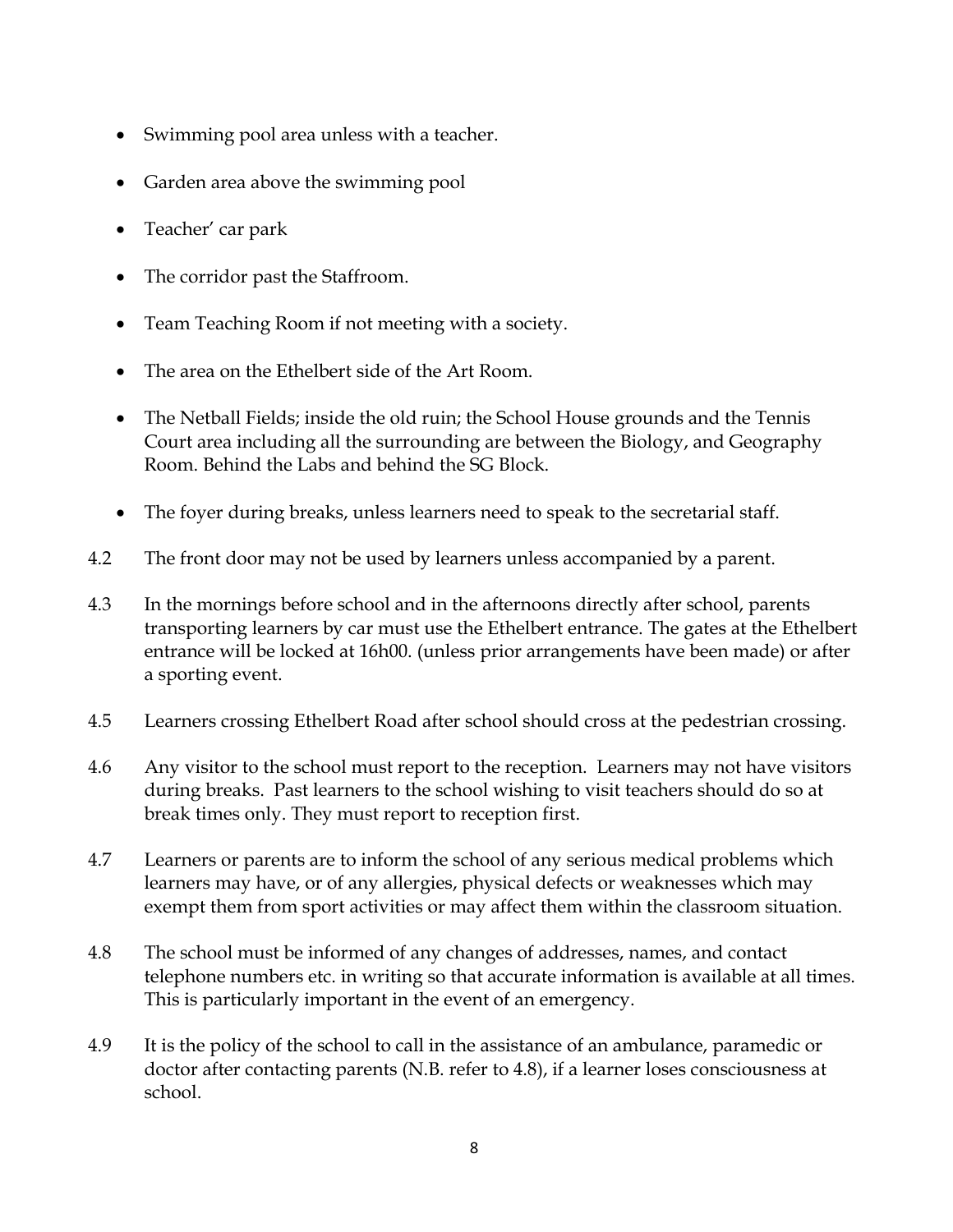- Swimming pool area unless with a teacher.
- Garden area above the swimming pool
- Teacher' car park
- The corridor past the Staffroom.
- Team Teaching Room if not meeting with a society.
- The area on the Ethelbert side of the Art Room.
- The Netball Fields; inside the old ruin; the School House grounds and the Tennis Court area including all the surrounding are between the Biology, and Geography Room. Behind the Labs and behind the SG Block.
- The foyer during breaks, unless learners need to speak to the secretarial staff.

4.2 The front door may not be used by learners unless accompanied by a parent.

4.3 In the mornings before school and in the afternoons directly after school, parents transporting learners by car must use the Ethelbert entrance. The gates at the Ethelbert entrance will be locked at 16h00. (unless prior arrangements have been made) or after a sporting event.

4.5 Learners crossing Ethelbert Road after school should cross at the pedestrian crossing.

4.6 Any visitor to the school must report to the reception. Learners may not have visitors during breaks. Past learners to the school wishing to visit teachers should do so at break times only. They must report to reception first.

4.7 Learners or parents are to inform the school of any serious medical problems which learners may have, or of any allergies, physical defects or weaknesses which may exempt them from sport activities or may affect them within the classroom situation.

4.8 The school must be informed of any changes of addresses, names, and contact telephone numbers etc. in writing so that accurate information is available at all times. This is particularly important in the event of an emergency.

4.9 It is the policy of the school to call in the assistance of an ambulance, paramedic or doctor after contacting parents (N.B. refer to 4.8), if a learner loses consciousness at school.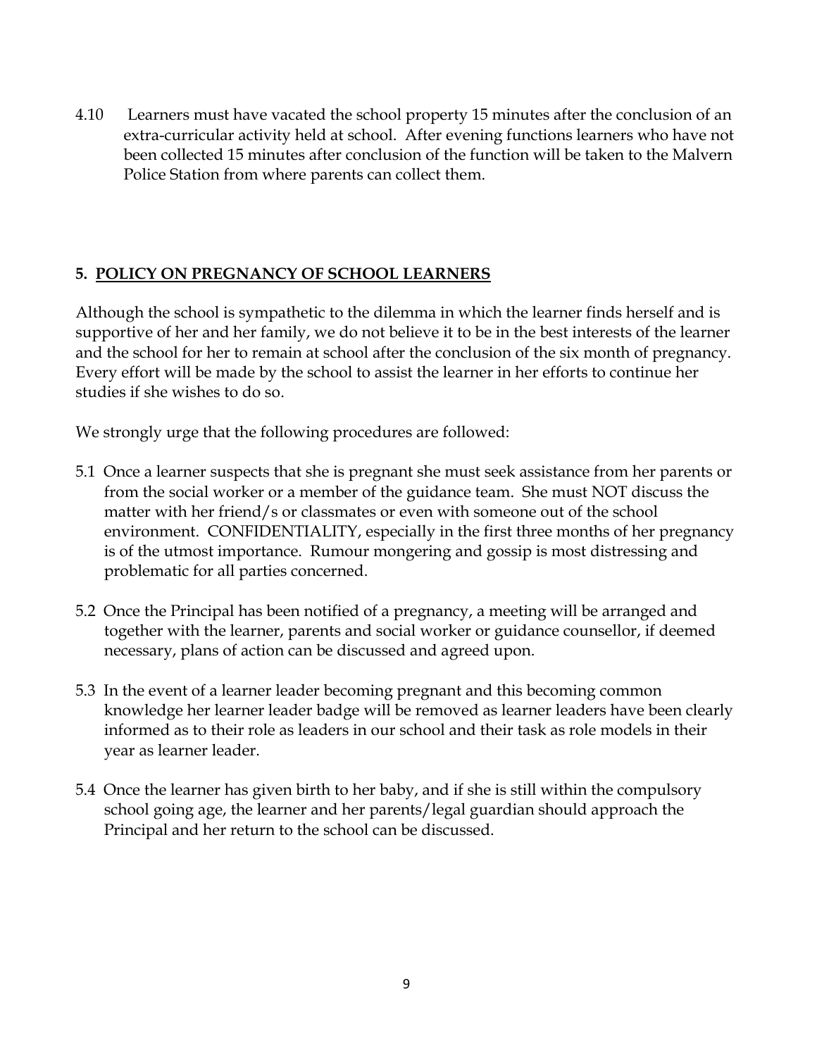4.10 Learners must have vacated the school property 15 minutes after the conclusion of an extra-curricular activity held at school. After evening functions learners who have not been collected 15 minutes after conclusion of the function will be taken to the Malvern Police Station from where parents can collect them.

## 5. POLICY ON PREGNANCY OF SCHOOL LEARNERS

Although the school is sympathetic to the dilemma in which the learner finds herself and is supportive of her and her family, we do not believe it to be in the best interests of the learner and the school for her to remain at school after the conclusion of the six month of pregnancy. Every effort will be made by the school to assist the learner in her efforts to continue her studies if she wishes to do so.

We strongly urge that the following procedures are followed:

5.1 Once a learner suspects that she is pregnant she must seek assistance from her parents or from the social worker or a member of the guidance team. She must NOT discuss the matter with her friend/s or classmates or even with someone out of the school environment. CONFIDENTIALITY, especially in the first three months of her pregnancy is of the utmost importance. Rumour mongering and gossip is most distressing and problematic for all parties concerned.

5.2 Once the Principal has been notified of a pregnancy, a meeting will be arranged and together with the learner, parents and social worker or guidance counsellor, if deemed necessary, plans of action can be discussed and agreed upon.

5.3 In the event of a learner leader becoming pregnant and this becoming common knowledge her learner leader badge will be removed as learner leaders have been clearly informed as to their role as leaders in our school and their task as role models in their year as learner leader.

5.4 Once the learner has given birth to her baby, and if she is still within the compulsory school going age, the learner and her parents/legal guardian should approach the Principal and her return to the school can be discussed.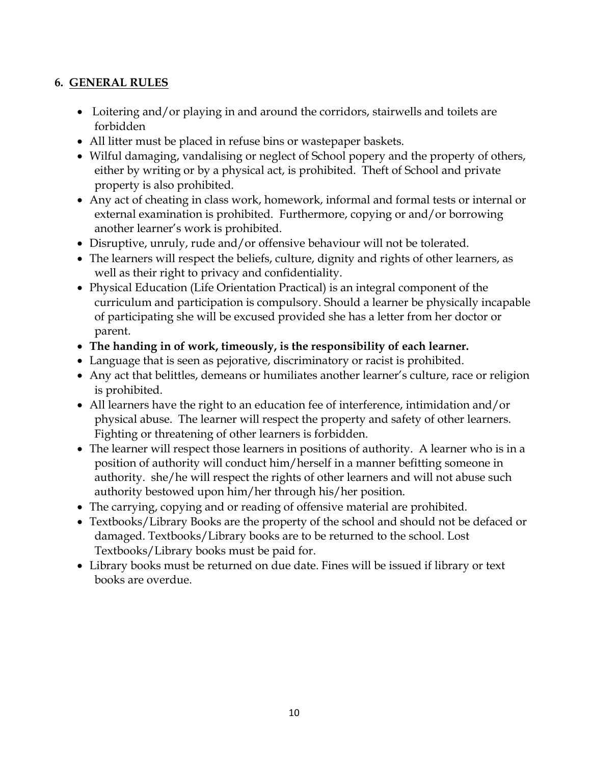## 6. GENERAL RULES

- Loitering and/or playing in and around the corridors, stairwells and toilets are forbidden
- All litter must be placed in refuse bins or wastepaper baskets.
- Wilful damaging, vandalising or neglect of School popery and the property of others, either by writing or by a physical act, is prohibited. Theft of School and private property is also prohibited.
- Any act of cheating in class work, homework, informal and formal tests or internal or external examination is prohibited. Furthermore, copying or and/or borrowing another learner's work is prohibited.
- Disruptive, unruly, rude and/or offensive behaviour will not be tolerated.
- The learners will respect the beliefs, culture, dignity and rights of other learners, as well as their right to privacy and confidentiality.
- Physical Education (Life Orientation Practical) is an integral component of the curriculum and participation is compulsory. Should a learner physically incapable of participating she will be excused provided she has a letter from her doctor or parent.
- **The handing in of work, timeously, is the responsibility of each learner.**
- Language that is seen as pejorative, discriminatory or racist is prohibited.
- Any act that belittles, demeans or humiliates another learner's culture, race or religion is prohibited.
- All learners have the right to an education fee of interference, intimidation and/or physical abuse. The learner will respect the property and safety of other learners. Fighting or threatening of other learners is forbidden.
- The learner will respect those learners in positions of authority. A learner who is in a position of authority will conduct him/herself in a manner befitting someone in authority. she/he will respect the rights of other learners and will not abuse such authority bestowed upon him/her through his/her position.
- The carrying, copying and or reading of offensive material are prohibited.
- Textbooks/Library Books are the property of the school and should not be defaced or damaged. Textbooks/Library books are to be returned to the school. Lost Textbooks/Library books must be paid for.
- Library books must be returned on due date. Fines will be issued if library or text books are overdue.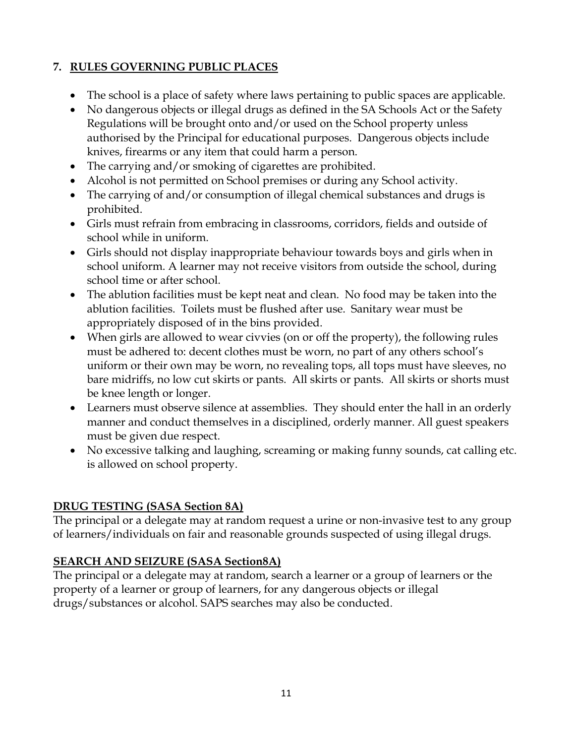## 7. RULES GOVERNING PUBLIC PLACES

- The school is a place of safety where laws pertaining to public spaces are applicable.
- No dangerous objects or illegal drugs as defined in the SA Schools Act or the Safety Regulations will be brought onto and/or used on the School property unless authorised by the Principal for educational purposes. Dangerous objects include knives, firearms or any item that could harm a person.
- The carrying and/or smoking of cigarettes are prohibited.
- Alcohol is not permitted on School premises or during any School activity.
- The carrying of and/or consumption of illegal chemical substances and drugs is prohibited.
- Girls must refrain from embracing in classrooms, corridors, fields and outside of school while in uniform.
- Girls should not display inappropriate behaviour towards boys and girls when in school uniform. A learner may not receive visitors from outside the school, during school time or after school.
- The ablution facilities must be kept neat and clean. No food may be taken into the ablution facilities. Toilets must be flushed after use. Sanitary wear must be appropriately disposed of in the bins provided.
- When girls are allowed to wear civvies (on or off the property), the following rules must be adhered to: decent clothes must be worn, no part of any others school's uniform or their own may be worn, no revealing tops, all tops must have sleeves, no bare midriffs, no low cut skirts or pants. All skirts or pants. All skirts or shorts must be knee length or longer.
- Learners must observe silence at assemblies. They should enter the hall in an orderly manner and conduct themselves in a disciplined, orderly manner. All guest speakers must be given due respect.
- No excessive talking and laughing, screaming or making funny sounds, cat calling etc. is allowed on school property.

### DRUG TESTING (SASA Section 8A)

The principal or a delegate may at random request a urine or non-invasive test to any group of learners/individuals on fair and reasonable grounds suspected of using illegal drugs.

### SEARCH AND SEIZURE (SASA Section8A)

The principal or a delegate may at random, search a learner or a group of learners or the property of a learner or group of learners, for any dangerous objects or illegal drugs/substances or alcohol. SAPS searches may also be conducted.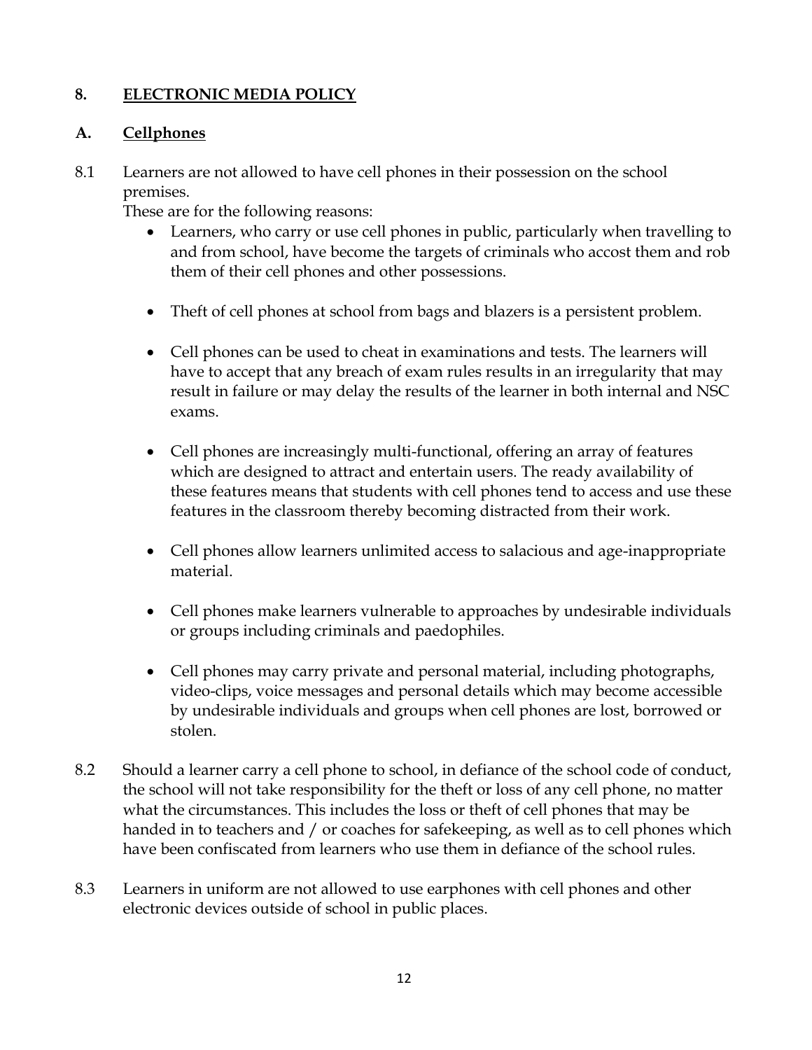## 8. <u>ELECTRONIC MEDIA POLICY</u>

### A. <u>Cellphones</u>

8.1 Learners are not allowed to have cell phones in their possession on the school premises.
These are for the following reasons:

- Learners, who carry or use cell phones in public, particularly when travelling to and from school, have become the targets of criminals who accost them and rob them of their cell phones and other possessions.
- Theft of cell phones at school from bags and blazers is a persistent problem.
- Cell phones can be used to cheat in examinations and tests. The learners will have to accept that any breach of exam rules results in an irregularity that may result in failure or may delay the results of the learner in both internal and NSC exams.
- Cell phones are increasingly multi-functional, offering an array of features which are designed to attract and entertain users. The ready availability of these features means that students with cell phones tend to access and use these features in the classroom thereby becoming distracted from their work.
- Cell phones allow learners unlimited access to salacious and age-inappropriate material.
- Cell phones make learners vulnerable to approaches by undesirable individuals or groups including criminals and paedophiles.
- Cell phones may carry private and personal material, including photographs, video-clips, voice messages and personal details which may become accessible by undesirable individuals and groups when cell phones are lost, borrowed or stolen.

8.2 Should a learner carry a cell phone to school, in defiance of the school code of conduct, the school will not take responsibility for the theft or loss of any cell phone, no matter what the circumstances. This includes the loss or theft of cell phones that may be handed in to teachers and / or coaches for safekeeping, as well as to cell phones which have been confiscated from learners who use them in defiance of the school rules.

8.3 Learners in uniform are not allowed to use earphones with cell phones and other electronic devices outside of school in public places.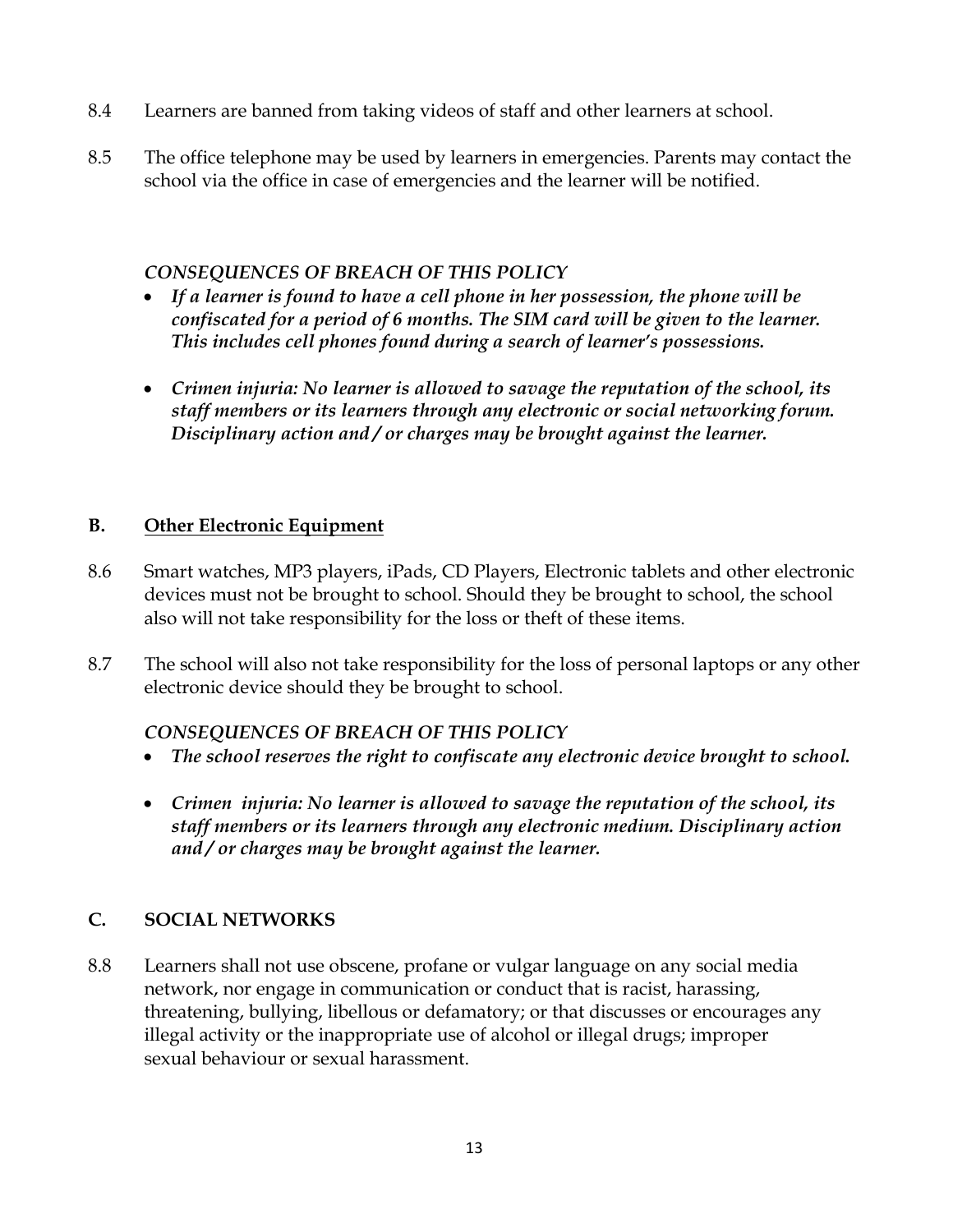8.4 Learners are banned from taking videos of staff and other learners at school.

8.5 The office telephone may be used by learners in emergencies. Parents may contact the school via the office in case of emergencies and the learner will be notified.

***CONSEQUENCES OF BREACH OF THIS POLICY***

- ***If a learner is found to have a cell phone in her possession, the phone will be confiscated for a period of 6 months. The SIM card will be given to the learner. This includes cell phones found during a search of learner's possessions.***
- ***Crimen injuria: No learner is allowed to savage the reputation of the school, its staff members or its learners through any electronic or social networking forum. Disciplinary action and / or charges may be brought against the learner.***

## B. Other Electronic Equipment

8.6 Smart watches, MP3 players, iPads, CD Players, Electronic tablets and other electronic devices must not be brought to school. Should they be brought to school, the school also will not take responsibility for the loss or theft of these items.

8.7 The school will also not take responsibility for the loss of personal laptops or any other electronic device should they be brought to school.

***CONSEQUENCES OF BREACH OF THIS POLICY***

- ***The school reserves the right to confiscate any electronic device brought to school.***
- ***Crimen injuria: No learner is allowed to savage the reputation of the school, its staff members or its learners through any electronic medium. Disciplinary action and / or charges may be brought against the learner.***

## C. SOCIAL NETWORKS

8.8 Learners shall not use obscene, profane or vulgar language on any social media network, nor engage in communication or conduct that is racist, harassing, threatening, bullying, libellous or defamatory; or that discusses or encourages any illegal activity or the inappropriate use of alcohol or illegal drugs; improper sexual behaviour or sexual harassment.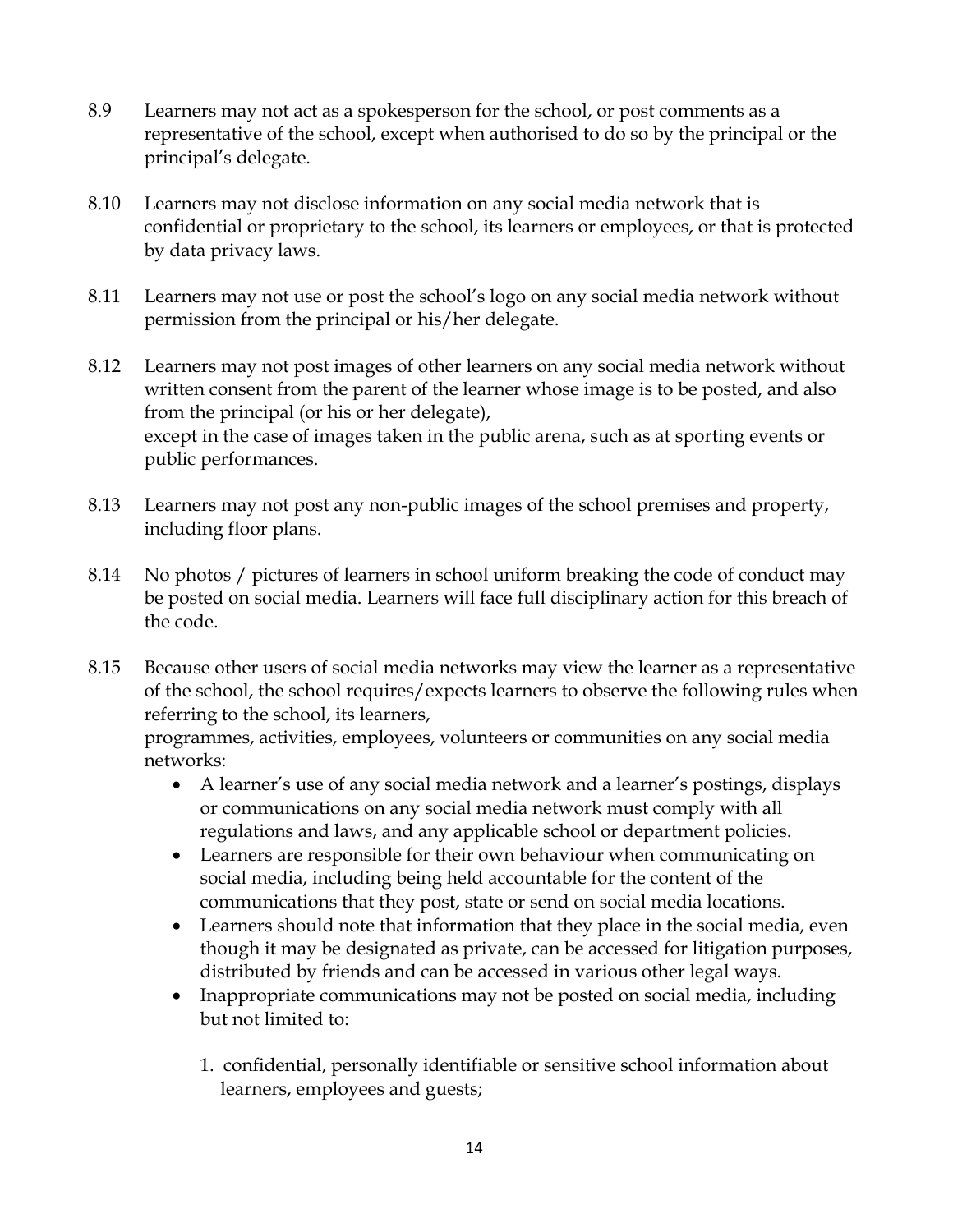8.9 Learners may not act as a spokesperson for the school, or post comments as a representative of the school, except when authorised to do so by the principal or the principal's delegate.

8.10 Learners may not disclose information on any social media network that is confidential or proprietary to the school, its learners or employees, or that is protected by data privacy laws.

8.11 Learners may not use or post the school's logo on any social media network without permission from the principal or his/her delegate.

8.12 Learners may not post images of other learners on any social media network without written consent from the parent of the learner whose image is to be posted, and also from the principal (or his or her delegate), except in the case of images taken in the public arena, such as at sporting events or public performances.

8.13 Learners may not post any non-public images of the school premises and property, including floor plans.

8.14 No photos / pictures of learners in school uniform breaking the code of conduct may be posted on social media. Learners will face full disciplinary action for this breach of the code.

8.15 Because other users of social media networks may view the learner as a representative of the school, the school requires/expects learners to observe the following rules when referring to the school, its learners, programmes, activities, employees, volunteers or communities on any social media networks:

- A learner's use of any social media network and a learner's postings, displays or communications on any social media network must comply with all regulations and laws, and any applicable school or department policies.
- Learners are responsible for their own behaviour when communicating on social media, including being held accountable for the content of the communications that they post, state or send on social media locations.
- Learners should note that information that they place in the social media, even though it may be designated as private, can be accessed for litigation purposes, distributed by friends and can be accessed in various other legal ways.
- Inappropriate communications may not be posted on social media, including but not limited to:

  1. confidential, personally identifiable or sensitive school information about learners, employees and guests;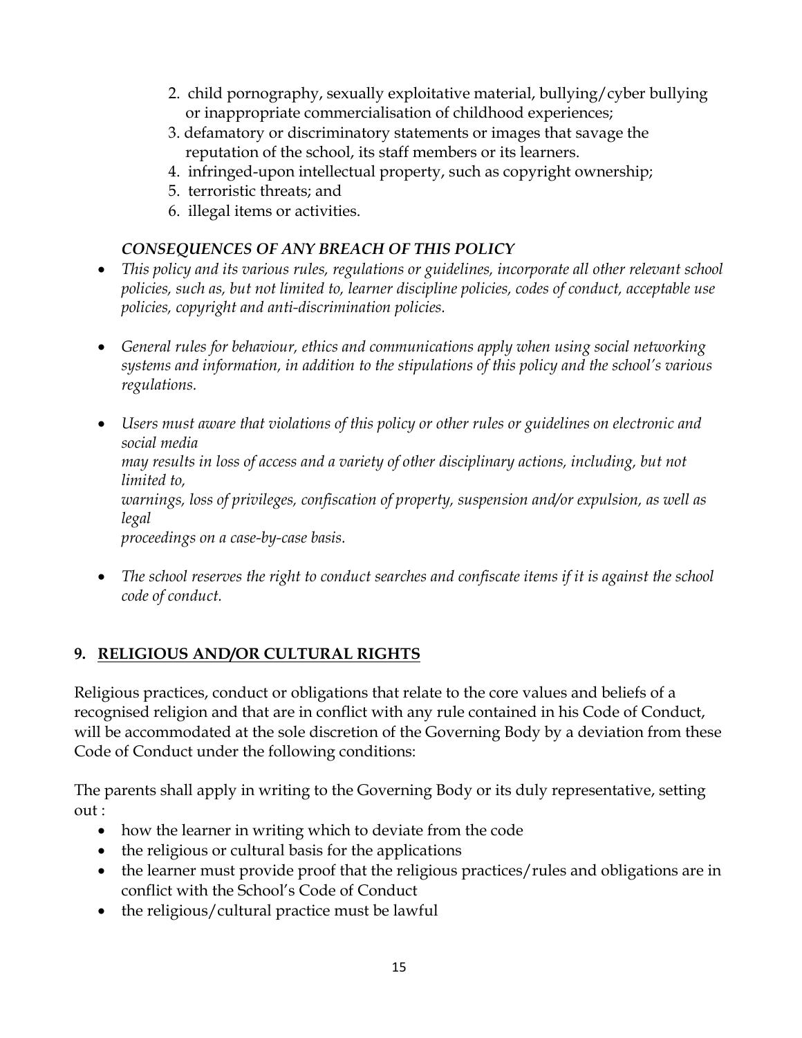2. child pornography, sexually exploitative material, bullying/cyber bullying or inappropriate commercialisation of childhood experiences;
3. defamatory or discriminatory statements or images that savage the reputation of the school, its staff members or its learners.
4. infringed-upon intellectual property, such as copyright ownership;
5. terroristic threats; and
6. illegal items or activities.

***CONSEQUENCES OF ANY BREACH OF THIS POLICY***

- *This policy and its various rules, regulations or guidelines, incorporate all other relevant school policies, such as, but not limited to, learner discipline policies, codes of conduct, acceptable use policies, copyright and anti-discrimination policies.*

- *General rules for behaviour, ethics and communications apply when using social networking systems and information, in addition to the stipulations of this policy and the school's various regulations.*

- *Users must aware that violations of this policy or other rules or guidelines on electronic and social media may results in loss of access and a variety of other disciplinary actions, including, but not limited to, warnings, loss of privileges, confiscation of property, suspension and/or expulsion, as well as legal proceedings on a case-by-case basis.*

- *The school reserves the right to conduct searches and confiscate items if it is against the school code of conduct.*

## 9. RELIGIOUS AND/OR CULTURAL RIGHTS

Religious practices, conduct or obligations that relate to the core values and beliefs of a recognised religion and that are in conflict with any rule contained in his Code of Conduct, will be accommodated at the sole discretion of the Governing Body by a deviation from these Code of Conduct under the following conditions:

The parents shall apply in writing to the Governing Body or its duly representative, setting out :

- how the learner in writing which to deviate from the code
- the religious or cultural basis for the applications
- the learner must provide proof that the religious practices/rules and obligations are in conflict with the School's Code of Conduct
- the religious/cultural practice must be lawful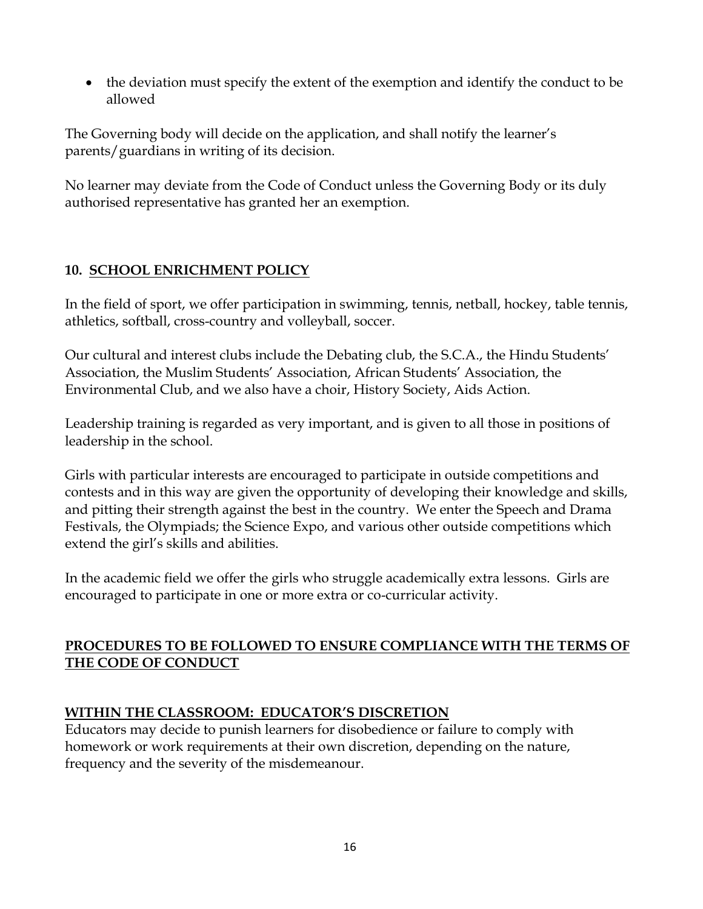- the deviation must specify the extent of the exemption and identify the conduct to be allowed

The Governing body will decide on the application, and shall notify the learner's parents/guardians in writing of its decision.

No learner may deviate from the Code of Conduct unless the Governing Body or its duly authorised representative has granted her an exemption.

## 10. SCHOOL ENRICHMENT POLICY

In the field of sport, we offer participation in swimming, tennis, netball, hockey, table tennis, athletics, softball, cross-country and volleyball, soccer.

Our cultural and interest clubs include the Debating club, the S.C.A., the Hindu Students' Association, the Muslim Students' Association, African Students' Association, the Environmental Club, and we also have a choir, History Society, Aids Action.

Leadership training is regarded as very important, and is given to all those in positions of leadership in the school.

Girls with particular interests are encouraged to participate in outside competitions and contests and in this way are given the opportunity of developing their knowledge and skills, and pitting their strength against the best in the country. We enter the Speech and Drama Festivals, the Olympiads; the Science Expo, and various other outside competitions which extend the girl's skills and abilities.

In the academic field we offer the girls who struggle academically extra lessons. Girls are encouraged to participate in one or more extra or co-curricular activity.

## PROCEDURES TO BE FOLLOWED TO ENSURE COMPLIANCE WITH THE TERMS OF THE CODE OF CONDUCT

### WITHIN THE CLASSROOM: EDUCATOR'S DISCRETION

Educators may decide to punish learners for disobedience or failure to comply with homework or work requirements at their own discretion, depending on the nature, frequency and the severity of the misdemeanour.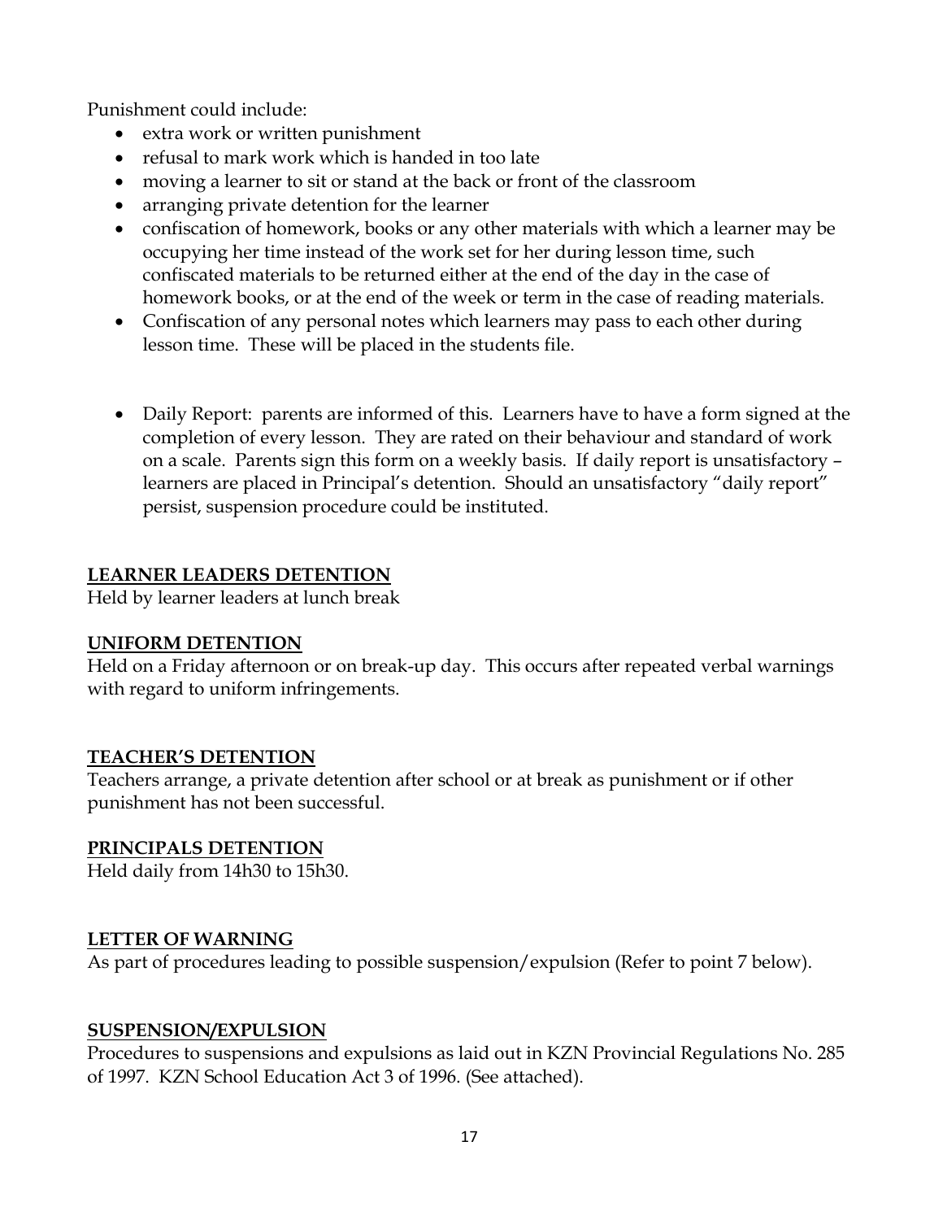Punishment could include:

- extra work or written punishment
- refusal to mark work which is handed in too late
- moving a learner to sit or stand at the back or front of the classroom
- arranging private detention for the learner
- confiscation of homework, books or any other materials with which a learner may be occupying her time instead of the work set for her during lesson time, such confiscated materials to be returned either at the end of the day in the case of homework books, or at the end of the week or term in the case of reading materials.
- Confiscation of any personal notes which learners may pass to each other during lesson time. These will be placed in the students file.

- Daily Report: parents are informed of this. Learners have to have a form signed at the completion of every lesson. They are rated on their behaviour and standard of work on a scale. Parents sign this form on a weekly basis. If daily report is unsatisfactory – learners are placed in Principal's detention. Should an unsatisfactory "daily report" persist, suspension procedure could be instituted.

**LEARNER LEADERS DETENTION**

Held by learner leaders at lunch break

**UNIFORM DETENTION**

Held on a Friday afternoon or on break-up day. This occurs after repeated verbal warnings with regard to uniform infringements.

**TEACHER'S DETENTION**

Teachers arrange, a private detention after school or at break as punishment or if other punishment has not been successful.

**PRINCIPALS DETENTION**

Held daily from 14h30 to 15h30.

**LETTER OF WARNING**

As part of procedures leading to possible suspension/expulsion (Refer to point 7 below).

**SUSPENSION/EXPULSION**

Procedures to suspensions and expulsions as laid out in KZN Provincial Regulations No. 285 of 1997. KZN School Education Act 3 of 1996. (See attached).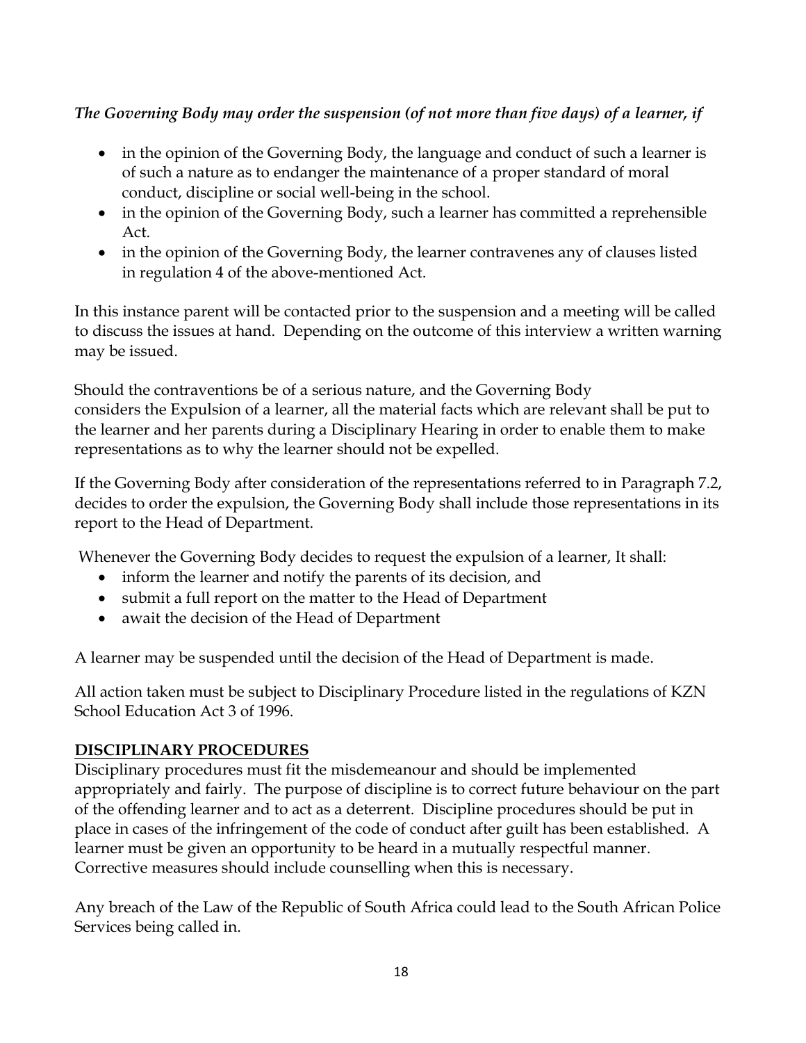*The Governing Body may order the suspension (of not more than five days) of a learner, if*

- in the opinion of the Governing Body, the language and conduct of such a learner is of such a nature as to endanger the maintenance of a proper standard of moral conduct, discipline or social well-being in the school.
- in the opinion of the Governing Body, such a learner has committed a reprehensible Act.
- in the opinion of the Governing Body, the learner contravenes any of clauses listed in regulation 4 of the above-mentioned Act.

In this instance parent will be contacted prior to the suspension and a meeting will be called to discuss the issues at hand. Depending on the outcome of this interview a written warning may be issued.

Should the contraventions be of a serious nature, and the Governing Body considers the Expulsion of a learner, all the material facts which are relevant shall be put to the learner and her parents during a Disciplinary Hearing in order to enable them to make representations as to why the learner should not be expelled.

If the Governing Body after consideration of the representations referred to in Paragraph 7.2, decides to order the expulsion, the Governing Body shall include those representations in its report to the Head of Department.

Whenever the Governing Body decides to request the expulsion of a learner, It shall:

- inform the learner and notify the parents of its decision, and
- submit a full report on the matter to the Head of Department
- await the decision of the Head of Department

A learner may be suspended until the decision of the Head of Department is made.

All action taken must be subject to Disciplinary Procedure listed in the regulations of KZN School Education Act 3 of 1996.

**DISCIPLINARY PROCEDURES**

Disciplinary procedures must fit the misdemeanour and should be implemented appropriately and fairly. The purpose of discipline is to correct future behaviour on the part of the offending learner and to act as a deterrent. Discipline procedures should be put in place in cases of the infringement of the code of conduct after guilt has been established. A learner must be given an opportunity to be heard in a mutually respectful manner. Corrective measures should include counselling when this is necessary.

Any breach of the Law of the Republic of South Africa could lead to the South African Police Services being called in.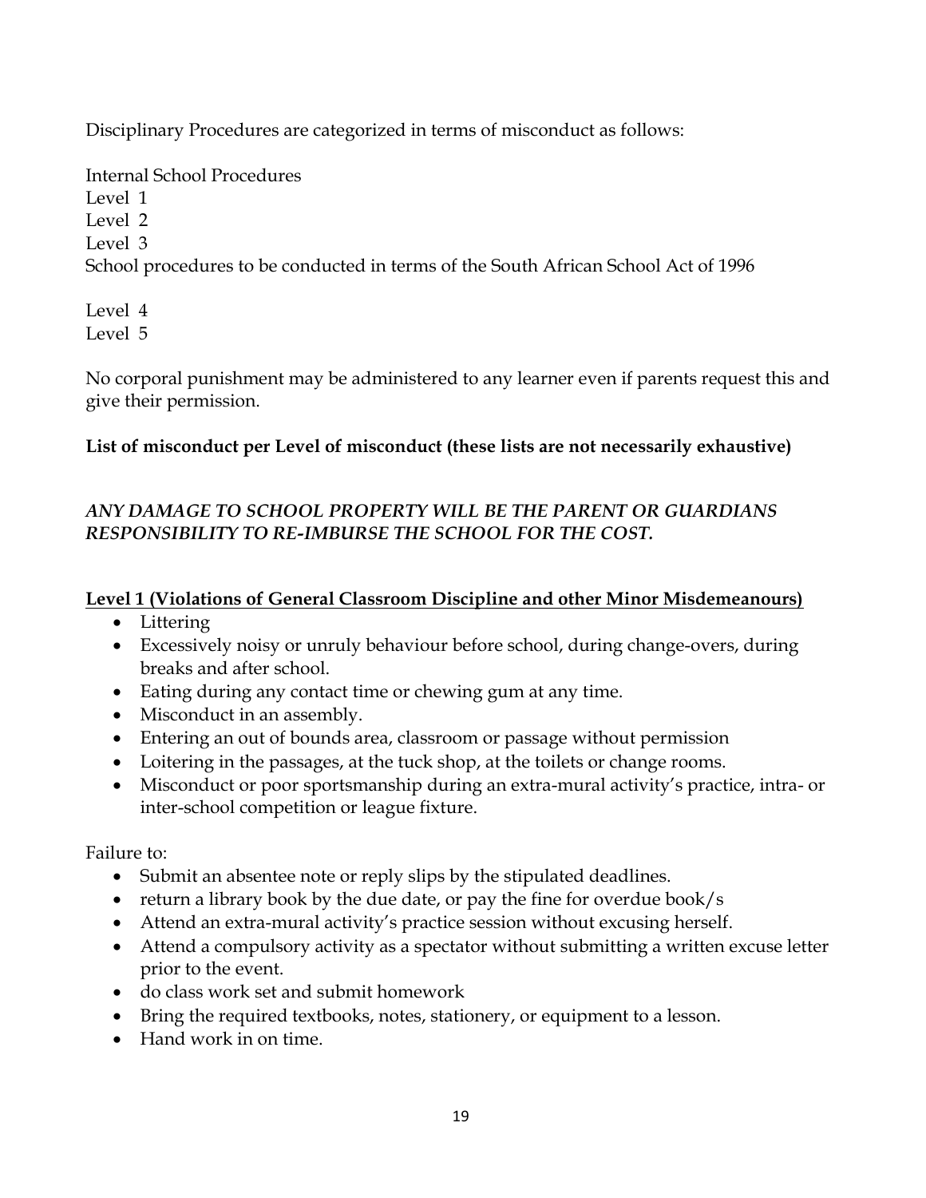Disciplinary Procedures are categorized in terms of misconduct as follows:

Internal School Procedures
Level 1
Level 2
Level 3
School procedures to be conducted in terms of the South African School Act of 1996

Level 4
Level 5

No corporal punishment may be administered to any learner even if parents request this and give their permission.

**List of misconduct per Level of misconduct (these lists are not necessarily exhaustive)**

***ANY DAMAGE TO SCHOOL PROPERTY WILL BE THE PARENT OR GUARDIANS RESPONSIBILITY TO RE-IMBURSE THE SCHOOL FOR THE COST.***

**<u>Level 1 (Violations of General Classroom Discipline and other Minor Misdemeanours)</u>**

- Littering
- Excessively noisy or unruly behaviour before school, during change-overs, during breaks and after school.
- Eating during any contact time or chewing gum at any time.
- Misconduct in an assembly.
- Entering an out of bounds area, classroom or passage without permission
- Loitering in the passages, at the tuck shop, at the toilets or change rooms.
- Misconduct or poor sportsmanship during an extra-mural activity's practice, intra- or inter-school competition or league fixture.

Failure to:

- Submit an absentee note or reply slips by the stipulated deadlines.
- return a library book by the due date, or pay the fine for overdue book/s
- Attend an extra-mural activity's practice session without excusing herself.
- Attend a compulsory activity as a spectator without submitting a written excuse letter prior to the event.
- do class work set and submit homework
- Bring the required textbooks, notes, stationery, or equipment to a lesson.
- Hand work in on time.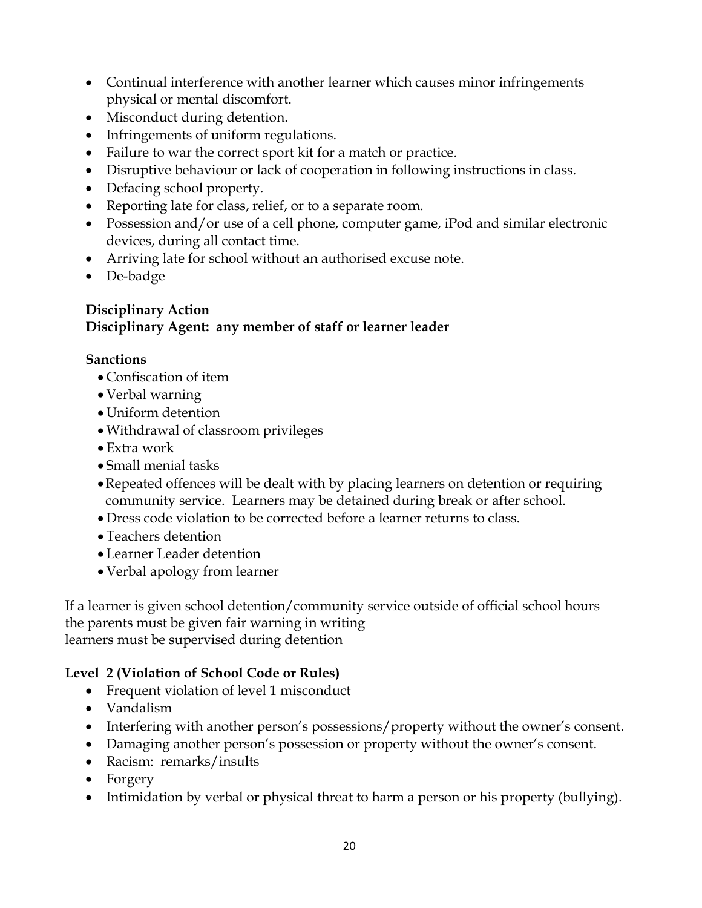- Continual interference with another learner which causes minor infringements physical or mental discomfort.
- Misconduct during detention.
- Infringements of uniform regulations.
- Failure to war the correct sport kit for a match or practice.
- Disruptive behaviour or lack of cooperation in following instructions in class.
- Defacing school property.
- Reporting late for class, relief, or to a separate room.
- Possession and/or use of a cell phone, computer game, iPod and similar electronic devices, during all contact time.
- Arriving late for school without an authorised excuse note.
- De-badge

**Disciplinary Action**
**Disciplinary Agent: any member of staff or learner leader**

**Sanctions**

- Confiscation of item
- Verbal warning
- Uniform detention
- Withdrawal of classroom privileges
- Extra work
- Small menial tasks
- Repeated offences will be dealt with by placing learners on detention or requiring community service. Learners may be detained during break or after school.
- Dress code violation to be corrected before a learner returns to class.
- Teachers detention
- Learner Leader detention
- Verbal apology from learner

If a learner is given school detention/community service outside of official school hours the parents must be given fair warning in writing
learners must be supervised during detention

**<u>Level 2 (Violation of School Code or Rules)</u>**

- Frequent violation of level 1 misconduct
- Vandalism
- Interfering with another person's possessions/property without the owner's consent.
- Damaging another person's possession or property without the owner's consent.
- Racism: remarks/insults
- Forgery
- Intimidation by verbal or physical threat to harm a person or his property (bullying).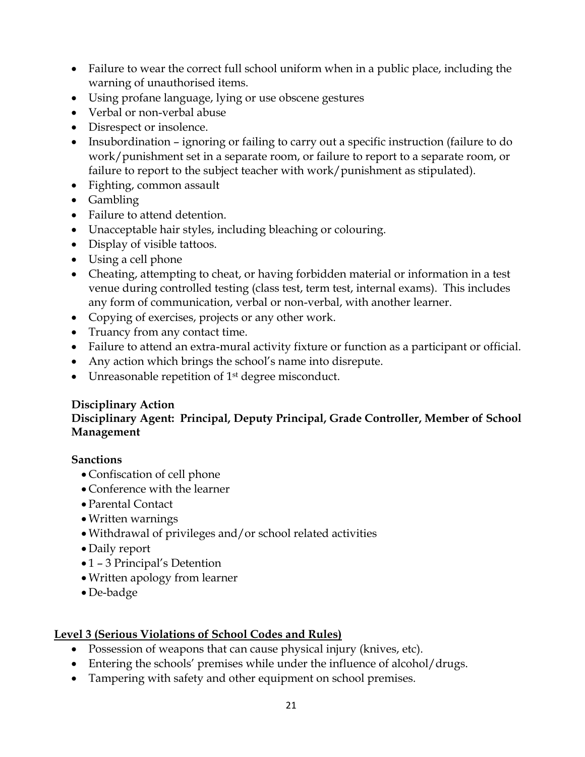- Failure to wear the correct full school uniform when in a public place, including the warning of unauthorised items.
- Using profane language, lying or use obscene gestures
- Verbal or non-verbal abuse
- Disrespect or insolence.
- Insubordination – ignoring or failing to carry out a specific instruction (failure to do work/punishment set in a separate room, or failure to report to a separate room, or failure to report to the subject teacher with work/punishment as stipulated).
- Fighting, common assault
- Gambling
- Failure to attend detention.
- Unacceptable hair styles, including bleaching or colouring.
- Display of visible tattoos.
- Using a cell phone
- Cheating, attempting to cheat, or having forbidden material or information in a test venue during controlled testing (class test, term test, internal exams). This includes any form of communication, verbal or non-verbal, with another learner.
- Copying of exercises, projects or any other work.
- Truancy from any contact time.
- Failure to attend an extra-mural activity fixture or function as a participant or official.
- Any action which brings the school's name into disrepute.
- Unreasonable repetition of 1st degree misconduct.

**Disciplinary Action**
**Disciplinary Agent: Principal, Deputy Principal, Grade Controller, Member of School Management**

**Sanctions**

- Confiscation of cell phone
- Conference with the learner
- Parental Contact
- Written warnings
- Withdrawal of privileges and/or school related activities
- Daily report
- 1 – 3 Principal's Detention
- Written apology from learner
- De-badge

**Level 3 (Serious Violations of School Codes and Rules)**

- Possession of weapons that can cause physical injury (knives, etc).
- Entering the schools' premises while under the influence of alcohol/drugs.
- Tampering with safety and other equipment on school premises.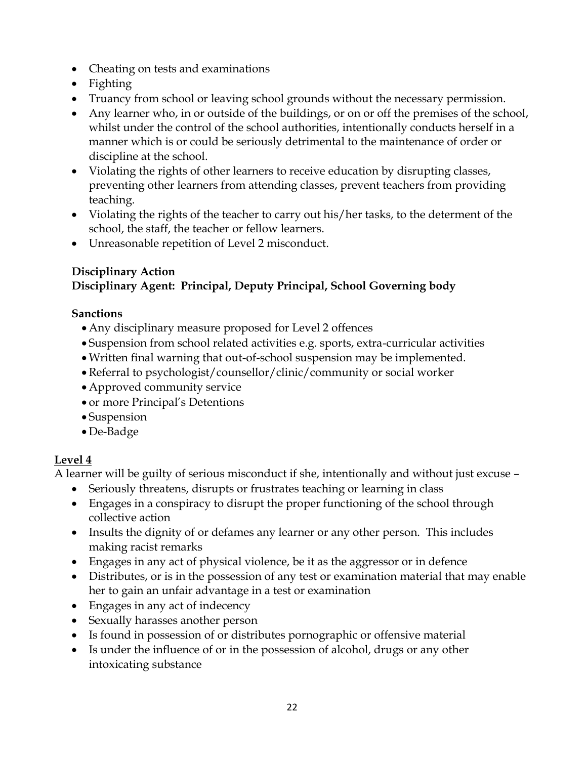- Cheating on tests and examinations
- Fighting
- Truancy from school or leaving school grounds without the necessary permission.
- Any learner who, in or outside of the buildings, or on or off the premises of the school, whilst under the control of the school authorities, intentionally conducts herself in a manner which is or could be seriously detrimental to the maintenance of order or discipline at the school.
- Violating the rights of other learners to receive education by disrupting classes, preventing other learners from attending classes, prevent teachers from providing teaching.
- Violating the rights of the teacher to carry out his/her tasks, to the determent of the school, the staff, the teacher or fellow learners.
- Unreasonable repetition of Level 2 misconduct.

**Disciplinary Action**
**Disciplinary Agent: Principal, Deputy Principal, School Governing body**

**Sanctions**

- Any disciplinary measure proposed for Level 2 offences
- Suspension from school related activities e.g. sports, extra-curricular activities
- Written final warning that out-of-school suspension may be implemented.
- Referral to psychologist/counsellor/clinic/community or social worker
- Approved community service
- or more Principal's Detentions
- Suspension
- De-Badge

## Level 4

A learner will be guilty of serious misconduct if she, intentionally and without just excuse –

- Seriously threatens, disrupts or frustrates teaching or learning in class
- Engages in a conspiracy to disrupt the proper functioning of the school through collective action
- Insults the dignity of or defames any learner or any other person. This includes making racist remarks
- Engages in any act of physical violence, be it as the aggressor or in defence
- Distributes, or is in the possession of any test or examination material that may enable her to gain an unfair advantage in a test or examination
- Engages in any act of indecency
- Sexually harasses another person
- Is found in possession of or distributes pornographic or offensive material
- Is under the influence of or in the possession of alcohol, drugs or any other intoxicating substance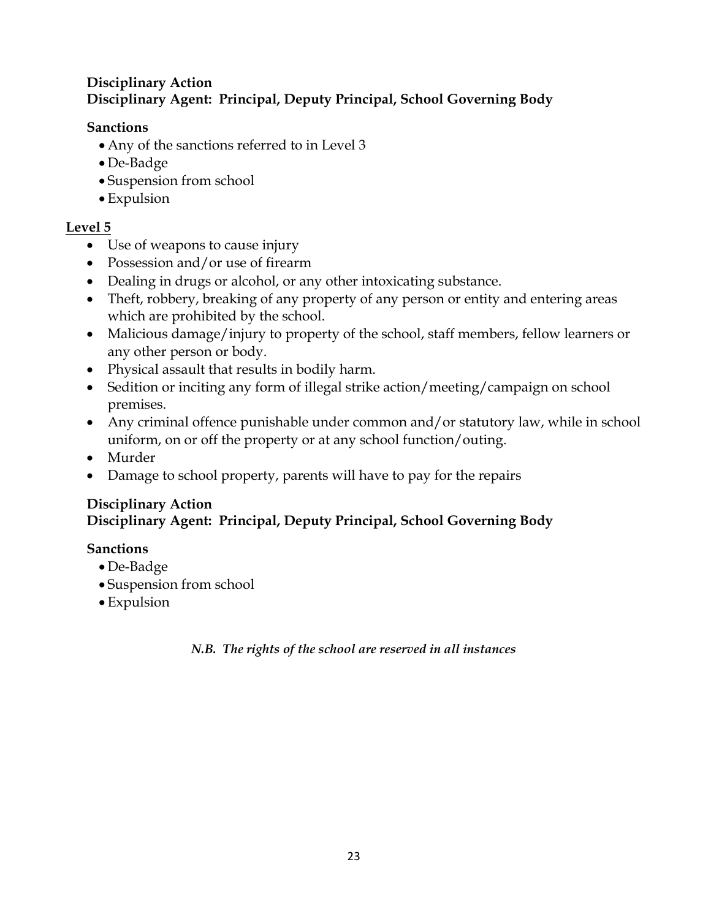**Disciplinary Action**
**Disciplinary Agent: Principal, Deputy Principal, School Governing Body**

**Sanctions**

- Any of the sanctions referred to in Level 3
- De-Badge
- Suspension from school
- Expulsion

## Level 5

- Use of weapons to cause injury
- Possession and/or use of firearm
- Dealing in drugs or alcohol, or any other intoxicating substance.
- Theft, robbery, breaking of any property of any person or entity and entering areas which are prohibited by the school.
- Malicious damage/injury to property of the school, staff members, fellow learners or any other person or body.
- Physical assault that results in bodily harm.
- Sedition or inciting any form of illegal strike action/meeting/campaign on school premises.
- Any criminal offence punishable under common and/or statutory law, while in school uniform, on or off the property or at any school function/outing.
- Murder
- Damage to school property, parents will have to pay for the repairs

**Disciplinary Action**
**Disciplinary Agent: Principal, Deputy Principal, School Governing Body**

**Sanctions**

- De-Badge
- Suspension from school
- Expulsion

***N.B. The rights of the school are reserved in all instances***